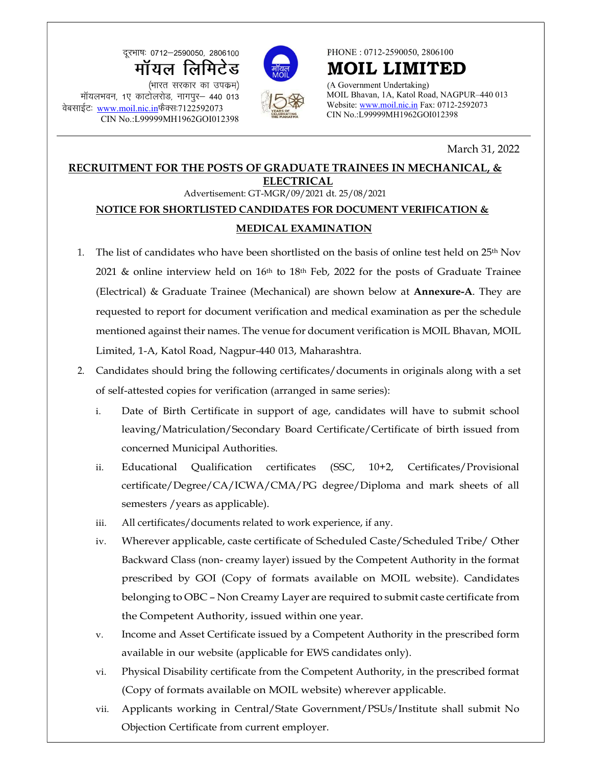दूरभाषः 0712–2590050, 2806100

**मॉयल लिमिटेड**

(भारत सरकार का उपक्रम)

मॉयलभवन, 1ए काटोलरोड, नागपुर– 440 013

वेबसाईटः www.moil.nic.inफैक्सः7122592073

CIN No.:L99999MH1962GOI012398

PHONE : 0712-2590050, 2806100

# MOIL LIMITED

(A Government Undertaking)

MOIL Bhavan, 1A, Katol Road, NAGPUR–440 013

Website: www.moil.nic.in Fax: 0712-2592073

CIN No.:L99999MH1962GOI012398

March 31, 2022

## RECRUITMENT FOR THE POSTS OF GRADUATE TRAINEES IN MECHANICAL, & ELECTRICAL

Advertisement: GT-MGR/09/2021 dt. 25/08/2021

## NOTICE FOR SHORTLISTED CANDIDATES FOR DOCUMENT VERIFICATION & MEDICAL EXAMINATION

1. The list of candidates who have been shortlisted on the basis of online test held on 25th Nov 2021 & online interview held on 16th to 18th Feb, 2022 for the posts of Graduate Trainee (Electrical) & Graduate Trainee (Mechanical) are shown below at **Annexure-A**. They are requested to report for document verification and medical examination as per the schedule mentioned against their names. The venue for document verification is MOIL Bhavan, MOIL Limited, 1-A, Katol Road, Nagpur-440 013, Maharashtra.
2. Candidates should bring the following certificates/documents in originals along with a set of self-attested copies for verification (arranged in same series):
   i. Date of Birth Certificate in support of age, candidates will have to submit school leaving/Matriculation/Secondary Board Certificate/Certificate of birth issued from concerned Municipal Authorities.
   ii. Educational Qualification certificates (SSC, 10+2, Certificates/Provisional certificate/Degree/CA/ICWA/CMA/PG degree/Diploma and mark sheets of all semesters /years as applicable).
   iii. All certificates/documents related to work experience, if any.
   iv. Wherever applicable, caste certificate of Scheduled Caste/Scheduled Tribe/ Other Backward Class (non- creamy layer) issued by the Competent Authority in the format prescribed by GOI (Copy of formats available on MOIL website). Candidates belonging to OBC – Non Creamy Layer are required to submit caste certificate from the Competent Authority, issued within one year.
   v. Income and Asset Certificate issued by a Competent Authority in the prescribed form available in our website (applicable for EWS candidates only).
   vi. Physical Disability certificate from the Competent Authority, in the prescribed format (Copy of formats available on MOIL website) wherever applicable.
   vii. Applicants working in Central/State Government/PSUs/Institute shall submit No Objection Certificate from current employer.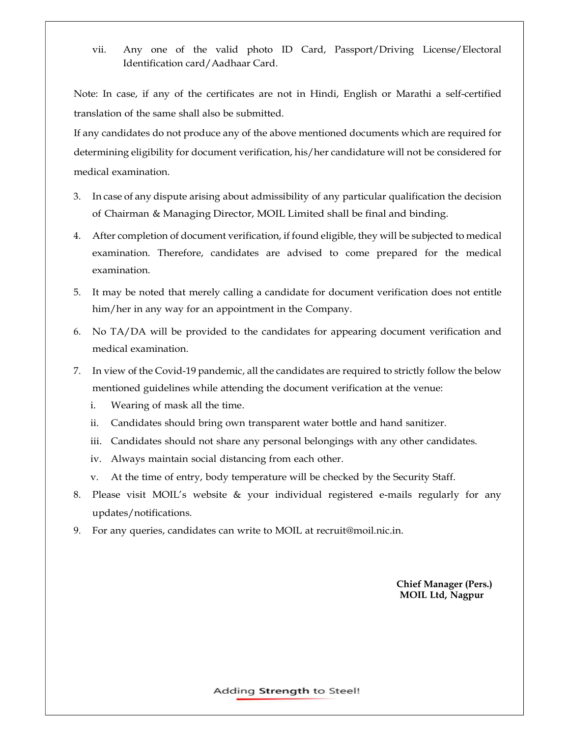vii. Any one of the valid photo ID Card, Passport/Driving License/Electoral Identification card/Aadhaar Card.

Note: In case, if any of the certificates are not in Hindi, English or Marathi a self-certified translation of the same shall also be submitted.

If any candidates do not produce any of the above mentioned documents which are required for determining eligibility for document verification, his/her candidature will not be considered for medical examination.

3. In case of any dispute arising about admissibility of any particular qualification the decision of Chairman & Managing Director, MOIL Limited shall be final and binding.
4. After completion of document verification, if found eligible, they will be subjected to medical examination. Therefore, candidates are advised to come prepared for the medical examination.
5. It may be noted that merely calling a candidate for document verification does not entitle him/her in any way for an appointment in the Company.
6. No TA/DA will be provided to the candidates for appearing document verification and medical examination.
7. In view of the Covid-19 pandemic, all the candidates are required to strictly follow the below mentioned guidelines while attending the document verification at the venue:
   i. Wearing of mask all the time.
   ii. Candidates should bring own transparent water bottle and hand sanitizer.
   iii. Candidates should not share any personal belongings with any other candidates.
   iv. Always maintain social distancing from each other.
   v. At the time of entry, body temperature will be checked by the Security Staff.
8. Please visit MOIL's website & your individual registered e-mails regularly for any updates/notifications.
9. For any queries, candidates can write to MOIL at recruit@moil.nic.in.

**Chief Manager (Pers.)**
**MOIL Ltd, Nagpur**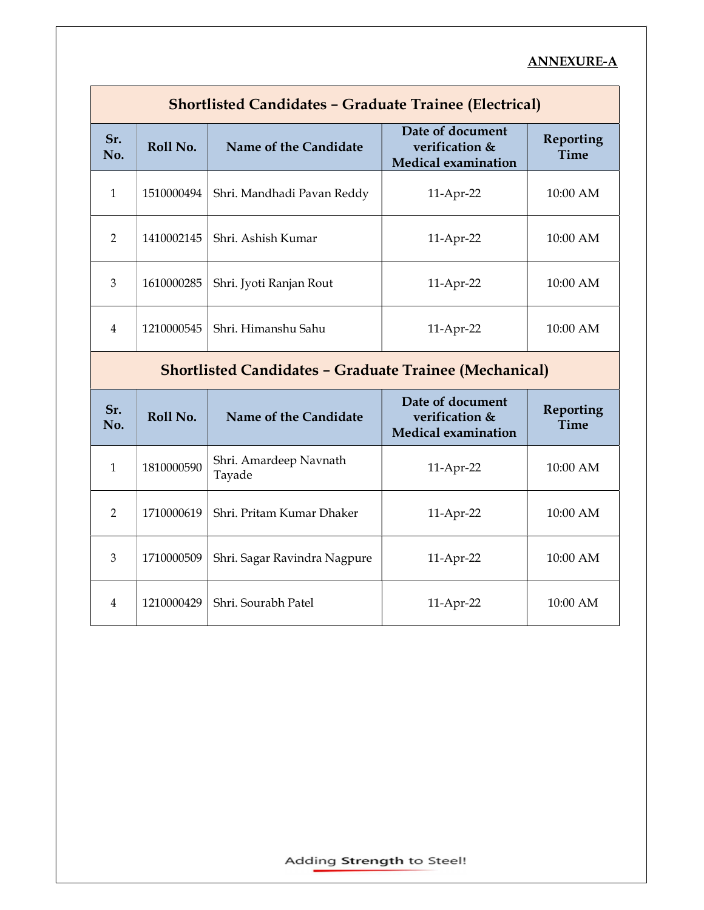**ANNEXURE-A**

## Shortlisted Candidates – Graduate Trainee (Electrical)

| Sr. No. | Roll No. | Name of the Candidate | Date of document verification & Medical examination | Reporting Time |
|---|---|---|---|---|
| 1 | 1510000494 | Shri. Mandhadi Pavan Reddy | 11-Apr-22 | 10:00 AM |
| 2 | 1410002145 | Shri. Ashish Kumar | 11-Apr-22 | 10:00 AM |
| 3 | 1610000285 | Shri. Jyoti Ranjan Rout | 11-Apr-22 | 10:00 AM |
| 4 | 1210000545 | Shri. Himanshu Sahu | 11-Apr-22 | 10:00 AM |

## Shortlisted Candidates – Graduate Trainee (Mechanical)

| Sr. No. | Roll No. | Name of the Candidate | Date of document verification & Medical examination | Reporting Time |
|---|---|---|---|---|
| 1 | 1810000590 | Shri. Amardeep Navnath Tayade | 11-Apr-22 | 10:00 AM |
| 2 | 1710000619 | Shri. Pritam Kumar Dhaker | 11-Apr-22 | 10:00 AM |
| 3 | 1710000509 | Shri. Sagar Ravindra Nagpure | 11-Apr-22 | 10:00 AM |
| 4 | 1210000429 | Shri. Sourabh Patel | 11-Apr-22 | 10:00 AM |